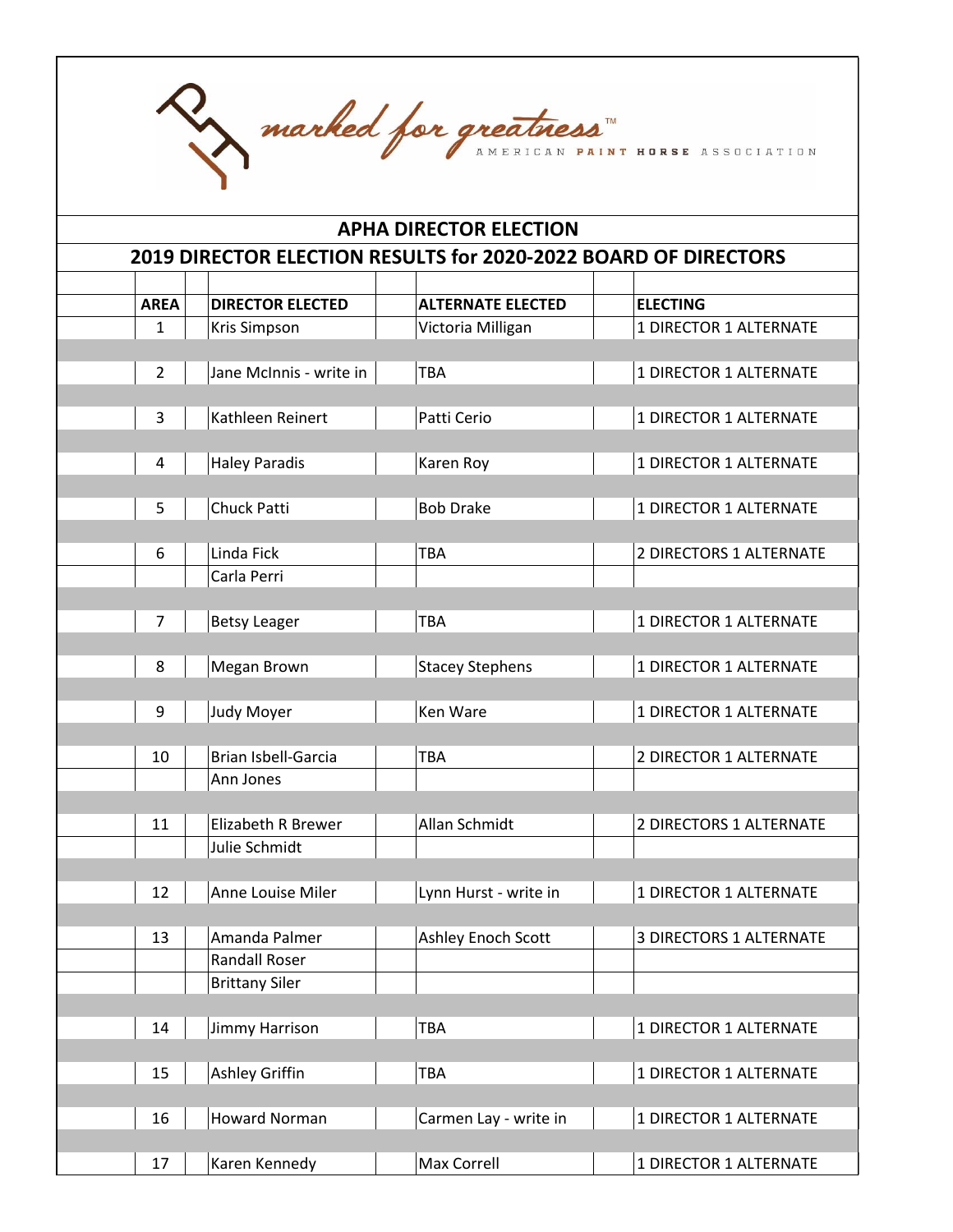marked for greatness™ AMERICAN PAINT HORSE ASSOCIATION

## APHA DIRECTOR ELECTION

## 2019 DIRECTOR ELECTION RESULTS for 2020-2022 BOARD OF DIRECTORS

| AREA | DIRECTOR ELECTED | ALTERNATE ELECTED | ELECTING |
|---|---|---|---|
| 1 | Kris Simpson | Victoria Milligan | 1 DIRECTOR 1 ALTERNATE |
| 2 | Jane McInnis - write in | TBA | 1 DIRECTOR 1 ALTERNATE |
| 3 | Kathleen Reinert | Patti Cerio | 1 DIRECTOR 1 ALTERNATE |
| 4 | Haley Paradis | Karen Roy | 1 DIRECTOR 1 ALTERNATE |
| 5 | Chuck Patti | Bob Drake | 1 DIRECTOR 1 ALTERNATE |
| 6 | Linda Fick | TBA | 2 DIRECTORS 1 ALTERNATE |
| | Carla Perri | | |
| 7 | Betsy Leager | TBA | 1 DIRECTOR 1 ALTERNATE |
| 8 | Megan Brown | Stacey Stephens | 1 DIRECTOR 1 ALTERNATE |
| 9 | Judy Moyer | Ken Ware | 1 DIRECTOR 1 ALTERNATE |
| 10 | Brian Isbell-Garcia | TBA | 2 DIRECTOR 1 ALTERNATE |
| | Ann Jones | | |
| 11 | Elizabeth R Brewer | Allan Schmidt | 2 DIRECTORS 1 ALTERNATE |
| | Julie Schmidt | | |
| 12 | Anne Louise Miler | Lynn Hurst - write in | 1 DIRECTOR 1 ALTERNATE |
| 13 | Amanda Palmer | Ashley Enoch Scott | 3 DIRECTORS 1 ALTERNATE |
| | Randall Roser | | |
| | Brittany Siler | | |
| 14 | Jimmy Harrison | TBA | 1 DIRECTOR 1 ALTERNATE |
| 15 | Ashley Griffin | TBA | 1 DIRECTOR 1 ALTERNATE |
| 16 | Howard Norman | Carmen Lay - write in | 1 DIRECTOR 1 ALTERNATE |
| 17 | Karen Kennedy | Max Correll | 1 DIRECTOR 1 ALTERNATE |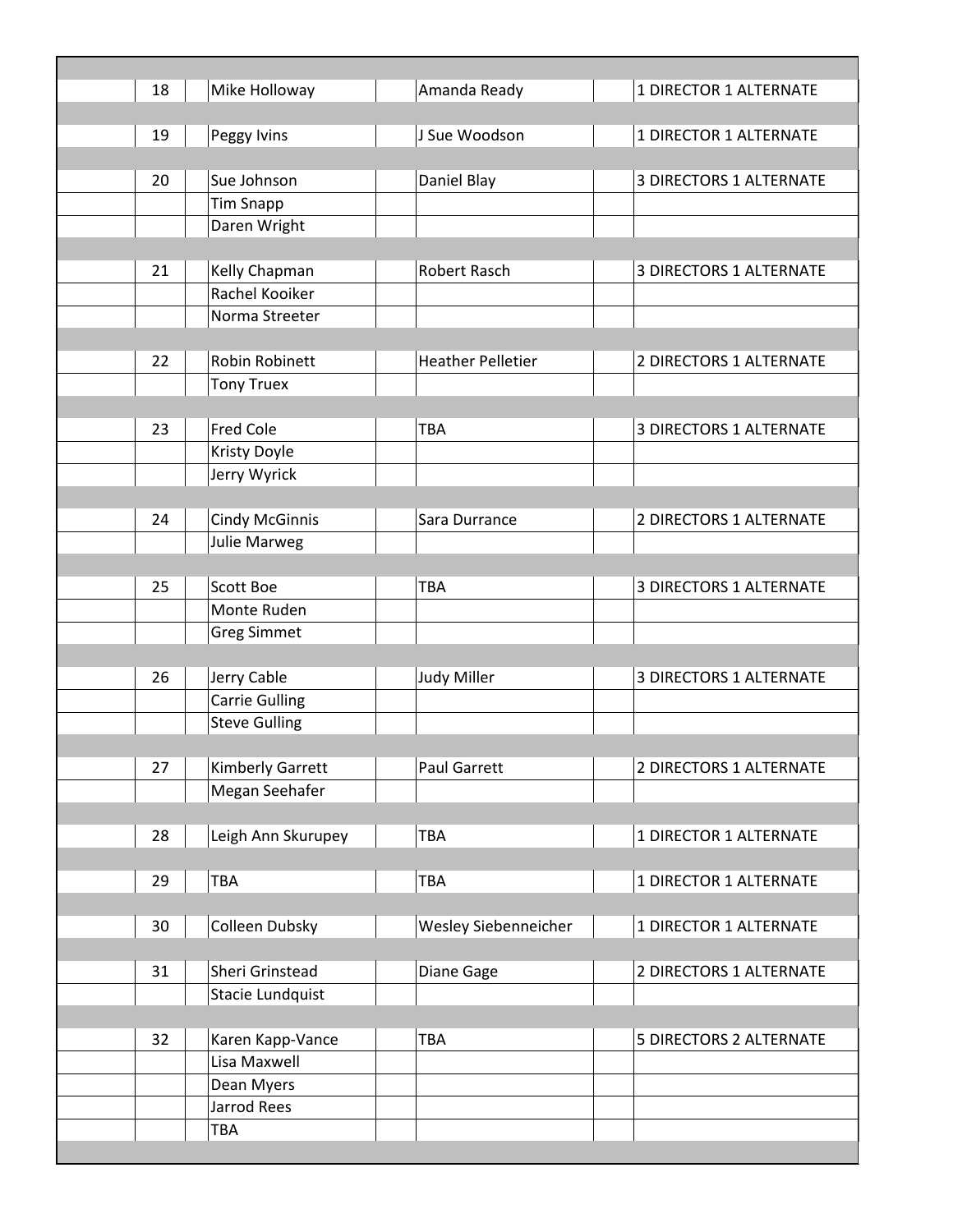| | | | |
|---|---|---|---|
| 18 | Mike Holloway | Amanda Ready | 1 DIRECTOR 1 ALTERNATE |
| 19 | Peggy Ivins | J Sue Woodson | 1 DIRECTOR 1 ALTERNATE |
| 20 | Sue Johnson | Daniel Blay | 3 DIRECTORS 1 ALTERNATE |
| | Tim Snapp | | |
| | Daren Wright | | |
| 21 | Kelly Chapman | Robert Rasch | 3 DIRECTORS 1 ALTERNATE |
| | Rachel Kooiker | | |
| | Norma Streeter | | |
| 22 | Robin Robinett | Heather Pelletier | 2 DIRECTORS 1 ALTERNATE |
| | Tony Truex | | |
| 23 | Fred Cole | TBA | 3 DIRECTORS 1 ALTERNATE |
| | Kristy Doyle | | |
| | Jerry Wyrick | | |
| 24 | Cindy McGinnis | Sara Durrance | 2 DIRECTORS 1 ALTERNATE |
| | Julie Marweg | | |
| 25 | Scott Boe | TBA | 3 DIRECTORS 1 ALTERNATE |
| | Monte Ruden | | |
| | Greg Simmet | | |
| 26 | Jerry Cable | Judy Miller | 3 DIRECTORS 1 ALTERNATE |
| | Carrie Gulling | | |
| | Steve Gulling | | |
| 27 | Kimberly Garrett | Paul Garrett | 2 DIRECTORS 1 ALTERNATE |
| | Megan Seehafer | | |
| 28 | Leigh Ann Skurupey | TBA | 1 DIRECTOR 1 ALTERNATE |
| 29 | TBA | TBA | 1 DIRECTOR 1 ALTERNATE |
| 30 | Colleen Dubsky | Wesley Siebenneicher | 1 DIRECTOR 1 ALTERNATE |
| 31 | Sheri Grinstead | Diane Gage | 2 DIRECTORS 1 ALTERNATE |
| | Stacie Lundquist | | |
| 32 | Karen Kapp-Vance | TBA | 5 DIRECTORS 2 ALTERNATE |
| | Lisa Maxwell | | |
| | Dean Myers | | |
| | Jarrod Rees | | |
| | TBA | | |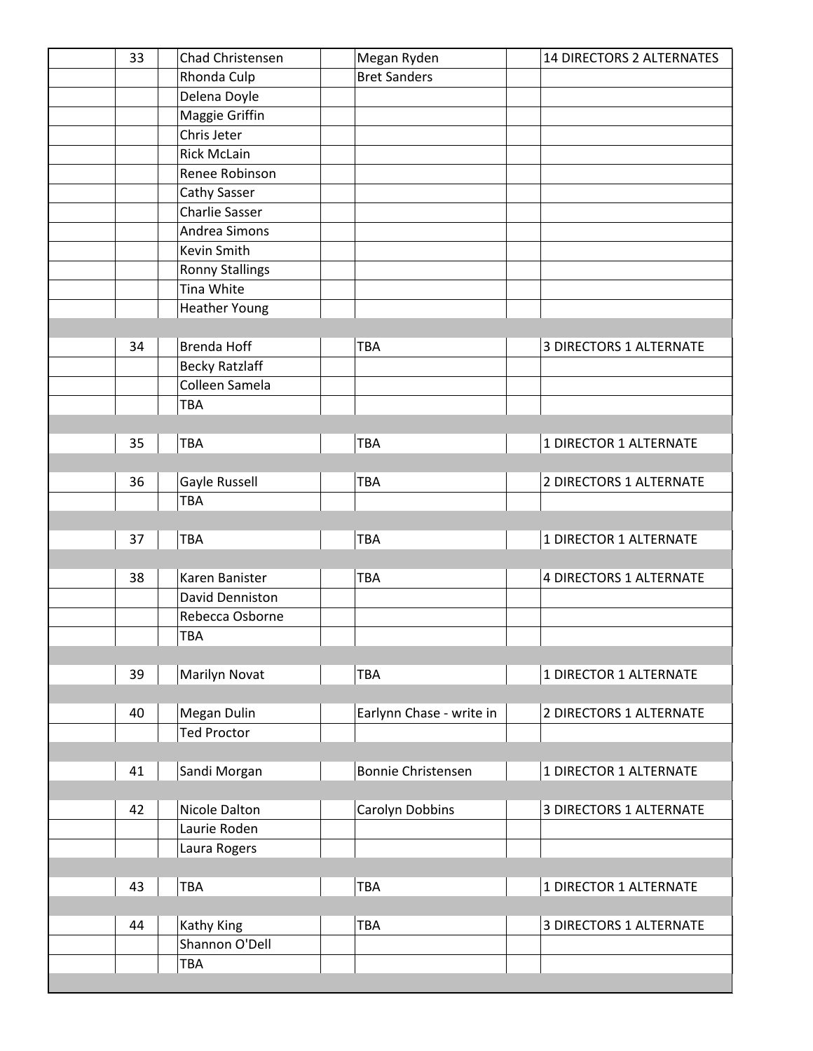| | | | | | | |
|---|---|---|---|---|---|---|
| | 33 | | Chad Christensen | | Megan Ryden | | 14 DIRECTORS 2 ALTERNATES |
| | | | Rhonda Culp | | Bret Sanders | | |
| | | | Delena Doyle | | | | |
| | | | Maggie Griffin | | | | |
| | | | Chris Jeter | | | | |
| | | | Rick McLain | | | | |
| | | | Renee Robinson | | | | |
| | | | Cathy Sasser | | | | |
| | | | Charlie Sasser | | | | |
| | | | Andrea Simons | | | | |
| | | | Kevin Smith | | | | |
| | | | Ronny Stallings | | | | |
| | | | Tina White | | | | |
| | | | Heather Young | | | | |
| | | | | | | | |
| | 34 | | Brenda Hoff | | TBA | | 3 DIRECTORS 1 ALTERNATE |
| | | | Becky Ratzlaff | | | | |
| | | | Colleen Samela | | | | |
| | | | TBA | | | | |
| | | | | | | | |
| | 35 | | TBA | | TBA | | 1 DIRECTOR 1 ALTERNATE |
| | | | | | | | |
| | 36 | | Gayle Russell | | TBA | | 2 DIRECTORS 1 ALTERNATE |
| | | | TBA | | | | |
| | | | | | | | |
| | 37 | | TBA | | TBA | | 1 DIRECTOR 1 ALTERNATE |
| | | | | | | | |
| | 38 | | Karen Banister | | TBA | | 4 DIRECTORS 1 ALTERNATE |
| | | | David Denniston | | | | |
| | | | Rebecca Osborne | | | | |
| | | | TBA | | | | |
| | | | | | | | |
| | 39 | | Marilyn Novat | | TBA | | 1 DIRECTOR 1 ALTERNATE |
| | | | | | | | |
| | 40 | | Megan Dulin | | Earlynn Chase - write in | | 2 DIRECTORS 1 ALTERNATE |
| | | | Ted Proctor | | | | |
| | | | | | | | |
| | 41 | | Sandi Morgan | | Bonnie Christensen | | 1 DIRECTOR 1 ALTERNATE |
| | | | | | | | |
| | 42 | | Nicole Dalton | | Carolyn Dobbins | | 3 DIRECTORS 1 ALTERNATE |
| | | | Laurie Roden | | | | |
| | | | Laura Rogers | | | | |
| | | | | | | | |
| | 43 | | TBA | | TBA | | 1 DIRECTOR 1 ALTERNATE |
| | | | | | | | |
| | 44 | | Kathy King | | TBA | | 3 DIRECTORS 1 ALTERNATE |
| | | | Shannon O'Dell | | | | |
| | | | TBA | | | | |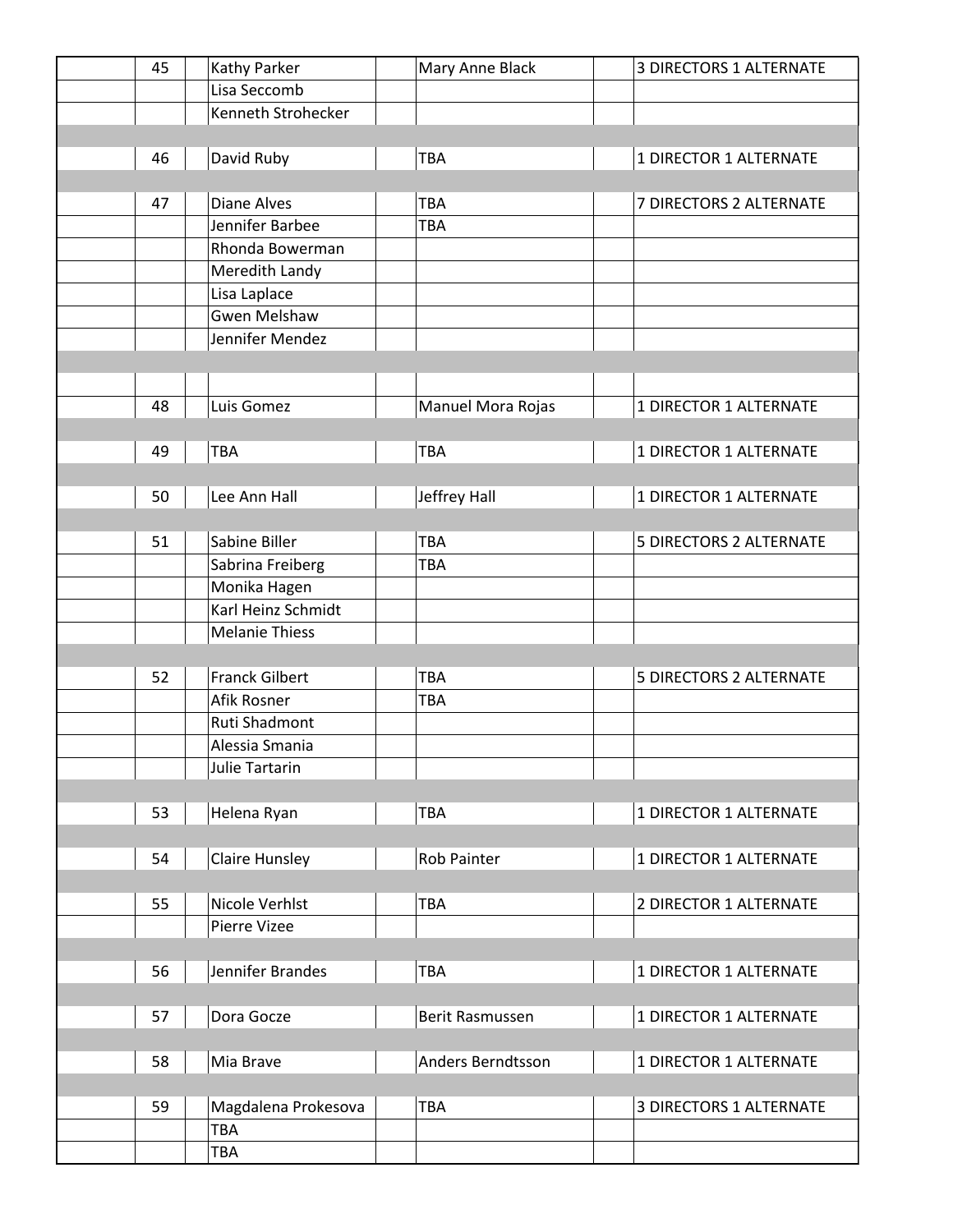| | | | |
|---|---|---|---|
| 45 | Kathy Parker | Mary Anne Black | 3 DIRECTORS 1 ALTERNATE |
| | Lisa Seccomb | | |
| | Kenneth Strohecker | | |
| | | | |
| 46 | David Ruby | TBA | 1 DIRECTOR 1 ALTERNATE |
| | | | |
| 47 | Diane Alves | TBA | 7 DIRECTORS 2 ALTERNATE |
| | Jennifer Barbee | TBA | |
| | Rhonda Bowerman | | |
| | Meredith Landy | | |
| | Lisa Laplace | | |
| | Gwen Melshaw | | |
| | Jennifer Mendez | | |
| | | | |
| | | | |
| 48 | Luis Gomez | Manuel Mora Rojas | 1 DIRECTOR 1 ALTERNATE |
| | | | |
| 49 | TBA | TBA | 1 DIRECTOR 1 ALTERNATE |
| | | | |
| 50 | Lee Ann Hall | Jeffrey Hall | 1 DIRECTOR 1 ALTERNATE |
| | | | |
| 51 | Sabine Biller | TBA | 5 DIRECTORS 2 ALTERNATE |
| | Sabrina Freiberg | TBA | |
| | Monika Hagen | | |
| | Karl Heinz Schmidt | | |
| | Melanie Thiess | | |
| | | | |
| 52 | Franck Gilbert | TBA | 5 DIRECTORS 2 ALTERNATE |
| | Afik Rosner | TBA | |
| | Ruti Shadmont | | |
| | Alessia Smania | | |
| | Julie Tartarin | | |
| | | | |
| 53 | Helena Ryan | TBA | 1 DIRECTOR 1 ALTERNATE |
| | | | |
| 54 | Claire Hunsley | Rob Painter | 1 DIRECTOR 1 ALTERNATE |
| | | | |
| 55 | Nicole Verhlst | TBA | 2 DIRECTOR 1 ALTERNATE |
| | Pierre Vizee | | |
| | | | |
| 56 | Jennifer Brandes | TBA | 1 DIRECTOR 1 ALTERNATE |
| | | | |
| 57 | Dora Gocze | Berit Rasmussen | 1 DIRECTOR 1 ALTERNATE |
| | | | |
| 58 | Mia Brave | Anders Berndtsson | 1 DIRECTOR 1 ALTERNATE |
| | | | |
| 59 | Magdalena Prokesova | TBA | 3 DIRECTORS 1 ALTERNATE |
| | TBA | | |
| | TBA | | |